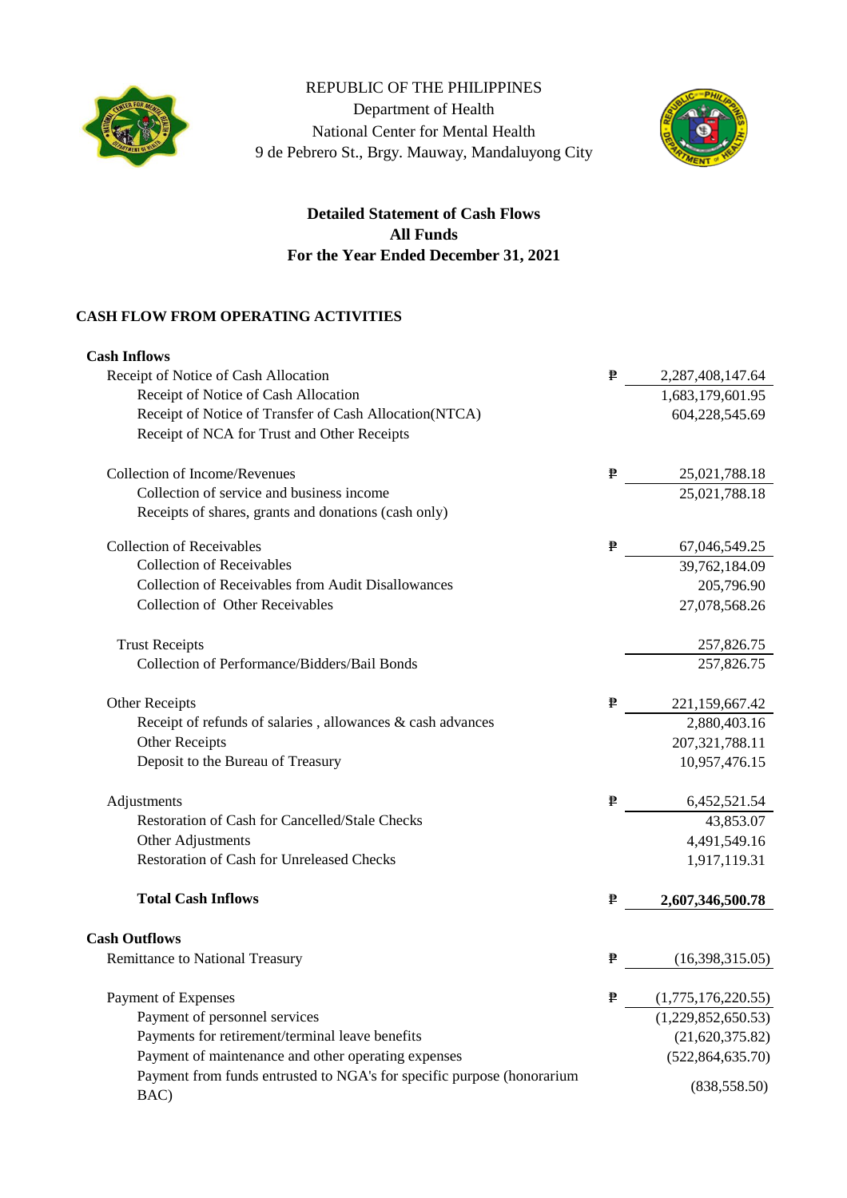REPUBLIC OF THE PHILIPPINES
Department of Health
National Center for Mental Health
9 de Pebrero St., Brgy. Mauway, Mandaluyong City

**Detailed Statement of Cash Flows**
**All Funds**
**For the Year Ended December 31, 2021**

## CASH FLOW FROM OPERATING ACTIVITIES

| | | |
|---|---|---|
| **Cash Inflows** | | |
| Receipt of Notice of Cash Allocation | ₱ | 2,287,408,147.64 |
| Receipt of Notice of Cash Allocation | | 1,683,179,601.95 |
| Receipt of Notice of Transfer of Cash Allocation(NTCA) | | 604,228,545.69 |
| Receipt of NCA for Trust and Other Receipts | | |
| Collection of Income/Revenues | ₱ | 25,021,788.18 |
| Collection of service and business income | | 25,021,788.18 |
| Receipts of shares, grants and donations (cash only) | | |
| Collection of Receivables | ₱ | 67,046,549.25 |
| Collection of Receivables | | 39,762,184.09 |
| Collection of Receivables from Audit Disallowances | | 205,796.90 |
| Collection of Other Receivables | | 27,078,568.26 |
| Trust Receipts | | 257,826.75 |
| Collection of Performance/Bidders/Bail Bonds | | 257,826.75 |
| Other Receipts | ₱ | 221,159,667.42 |
| Receipt of refunds of salaries , allowances & cash advances | | 2,880,403.16 |
| Other Receipts | | 207,321,788.11 |
| Deposit to the Bureau of Treasury | | 10,957,476.15 |
| Adjustments | ₱ | 6,452,521.54 |
| Restoration of Cash for Cancelled/Stale Checks | | 43,853.07 |
| Other Adjustments | | 4,491,549.16 |
| Restoration of Cash for Unreleased Checks | | 1,917,119.31 |
| **Total Cash Inflows** | ₱ | **2,607,346,500.78** |
| **Cash Outflows** | | |
| Remittance to National Treasury | ₱ | (16,398,315.05) |
| Payment of Expenses | ₱ | (1,775,176,220.55) |
| Payment of personnel services | | (1,229,852,650.53) |
| Payments for retirement/terminal leave benefits | | (21,620,375.82) |
| Payment of maintenance and other operating expenses | | (522,864,635.70) |
| Payment from funds entrusted to NGA's for specific purpose (honorarium BAC) | | (838,558.50) |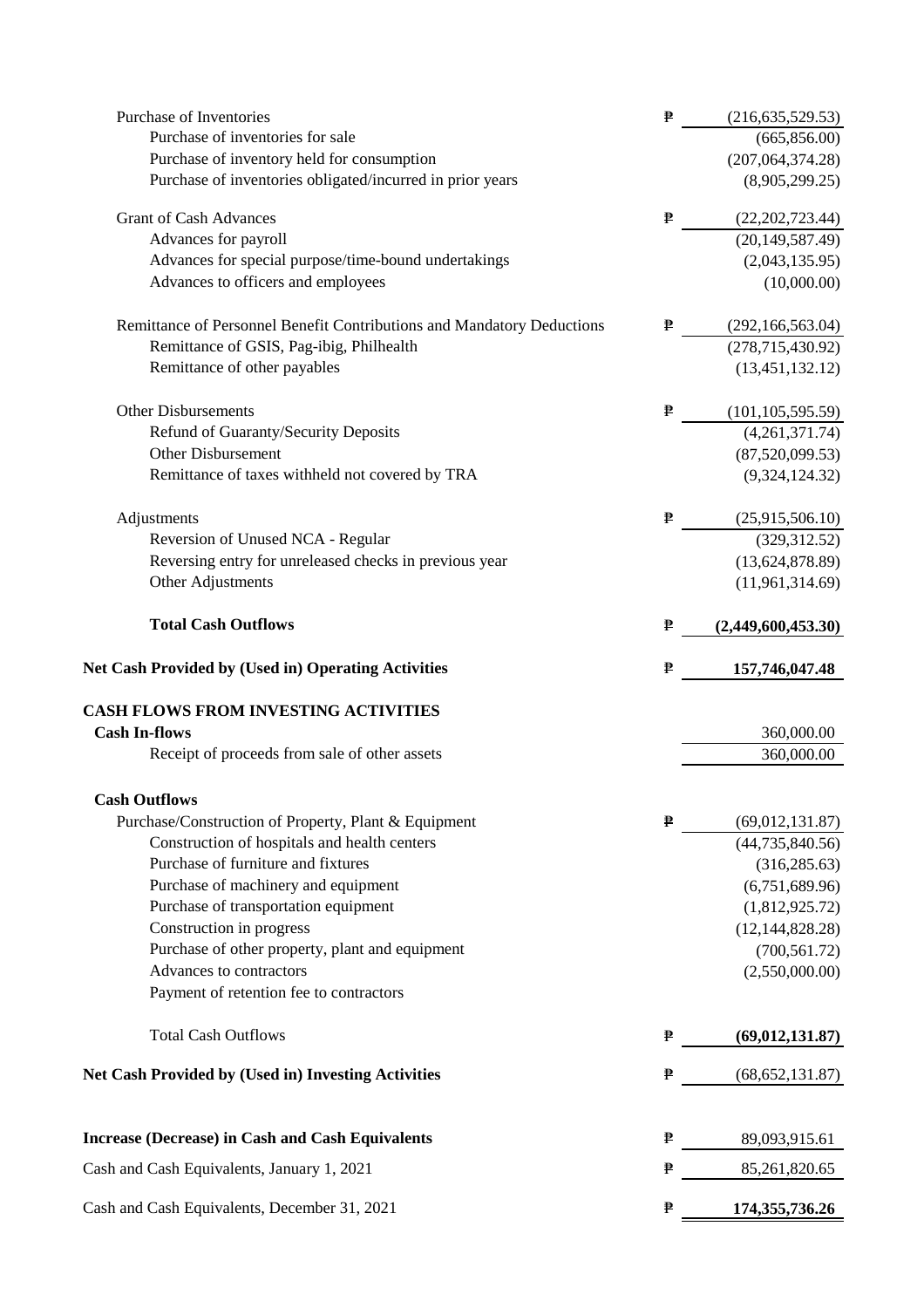| | | |
|---|---|---|
| Purchase of Inventories | ₱ | (216,635,529.53) |
| Purchase of inventories for sale | | (665,856.00) |
| Purchase of inventory held for consumption | | (207,064,374.28) |
| Purchase of inventories obligated/incurred in prior years | | (8,905,299.25) |
| | | |
| Grant of Cash Advances | ₱ | (22,202,723.44) |
| Advances for payroll | | (20,149,587.49) |
| Advances for special purpose/time-bound undertakings | | (2,043,135.95) |
| Advances to officers and employees | | (10,000.00) |
| | | |
| Remittance of Personnel Benefit Contributions and Mandatory Deductions | ₱ | (292,166,563.04) |
| Remittance of GSIS, Pag-ibig, Philhealth | | (278,715,430.92) |
| Remittance of other payables | | (13,451,132.12) |
| | | |
| Other Disbursements | ₱ | (101,105,595.59) |
| Refund of Guaranty/Security Deposits | | (4,261,371.74) |
| Other Disbursement | | (87,520,099.53) |
| Remittance of taxes withheld not covered by TRA | | (9,324,124.32) |
| | | |
| Adjustments | ₱ | (25,915,506.10) |
| Reversion of Unused NCA - Regular | | (329,312.52) |
| Reversing entry for unreleased checks in previous year | | (13,624,878.89) |
| Other Adjustments | | (11,961,314.69) |
| | | |
| **Total Cash Outflows** | ₱ | **(2,449,600,453.30)** |
| | | |
| **Net Cash Provided by (Used in) Operating Activities** | ₱ | **157,746,047.48** |
| | | |
| **CASH FLOWS FROM INVESTING ACTIVITIES** | | |
| **Cash In-flows** | | 360,000.00 |
| Receipt of proceeds from sale of other assets | | 360,000.00 |
| | | |
| **Cash Outflows** | | |
| Purchase/Construction of Property, Plant & Equipment | ₱ | (69,012,131.87) |
| Construction of hospitals and health centers | | (44,735,840.56) |
| Purchase of furniture and fixtures | | (316,285.63) |
| Purchase of machinery and equipment | | (6,751,689.96) |
| Purchase of transportation equipment | | (1,812,925.72) |
| Construction in progress | | (12,144,828.28) |
| Purchase of other property, plant and equipment | | (700,561.72) |
| Advances to contractors | | (2,550,000.00) |
| Payment of retention fee to contractors | | |
| | | |
| Total Cash Outflows | ₱ | **(69,012,131.87)** |
| | | |
| **Net Cash Provided by (Used in) Investing Activities** | ₱ | (68,652,131.87) |
| | | |
| **Increase (Decrease) in Cash and Cash Equivalents** | ₱ | 89,093,915.61 |
| Cash and Cash Equivalents, January 1, 2021 | ₱ | 85,261,820.65 |
| Cash and Cash Equivalents, December 31, 2021 | ₱ | **174,355,736.26** |